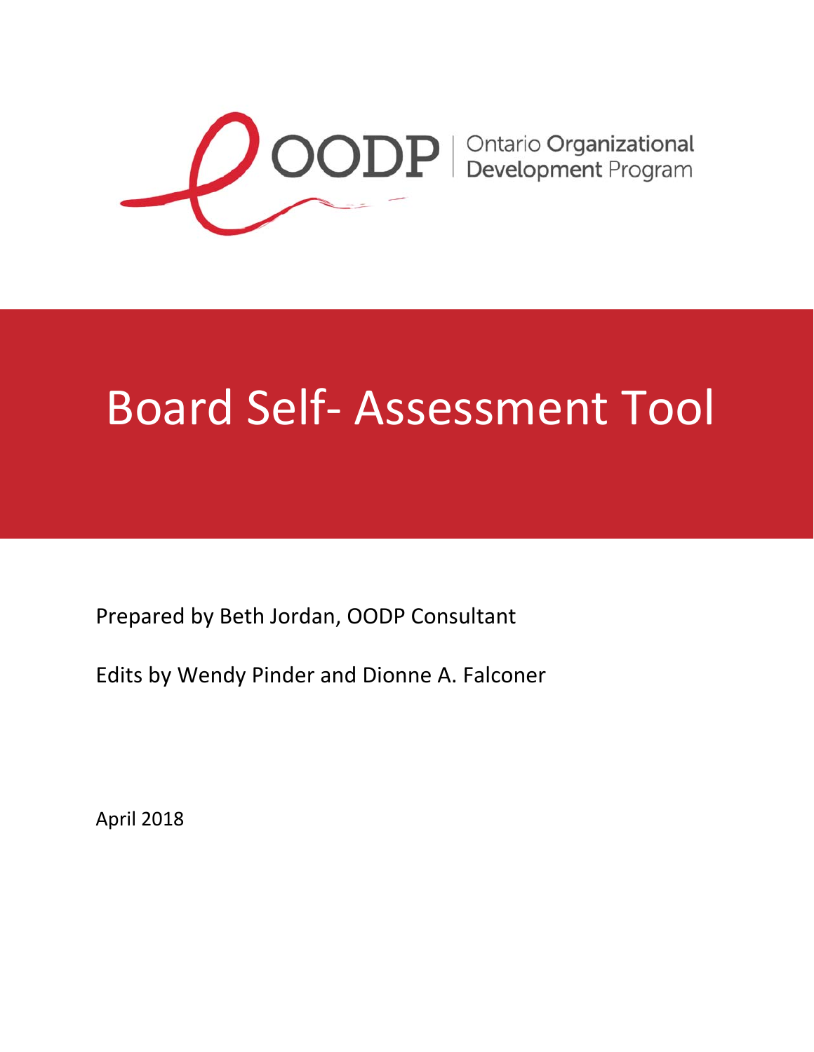OODP | Ontario **Organizational Development** Program

# Board Self- Assessment Tool

Prepared by Beth Jordan, OODP Consultant

Edits by Wendy Pinder and Dionne A. Falconer

April 2018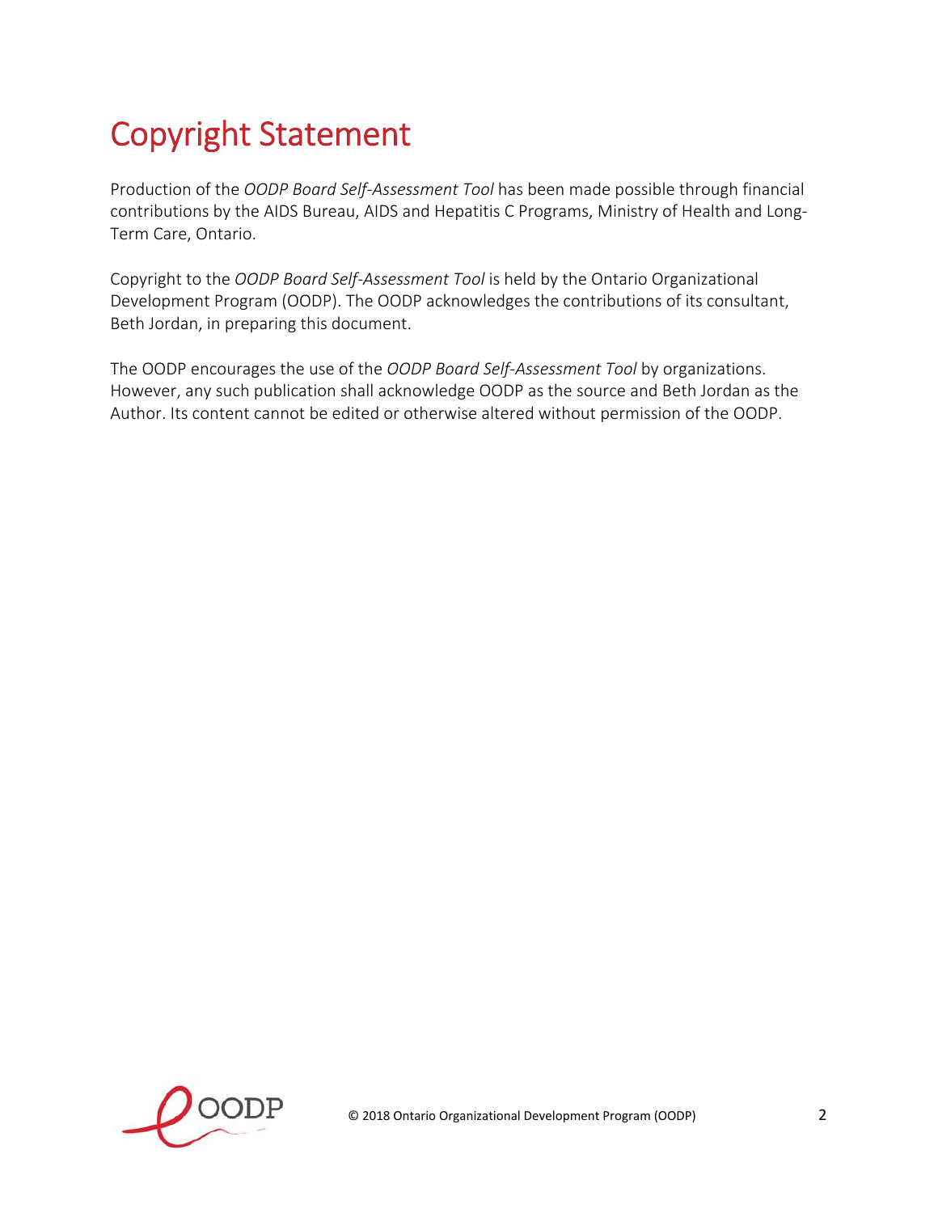# Copyright Statement

Production of the *OODP Board Self-Assessment Tool* has been made possible through financial contributions by the AIDS Bureau, AIDS and Hepatitis C Programs, Ministry of Health and Long-Term Care, Ontario.

Copyright to the *OODP Board Self-Assessment Tool* is held by the Ontario Organizational Development Program (OODP). The OODP acknowledges the contributions of its consultant, Beth Jordan, in preparing this document.

The OODP encourages the use of the *OODP Board Self-Assessment Tool* by organizations. However, any such publication shall acknowledge OODP as the source and Beth Jordan as the Author. Its content cannot be edited or otherwise altered without permission of the OODP.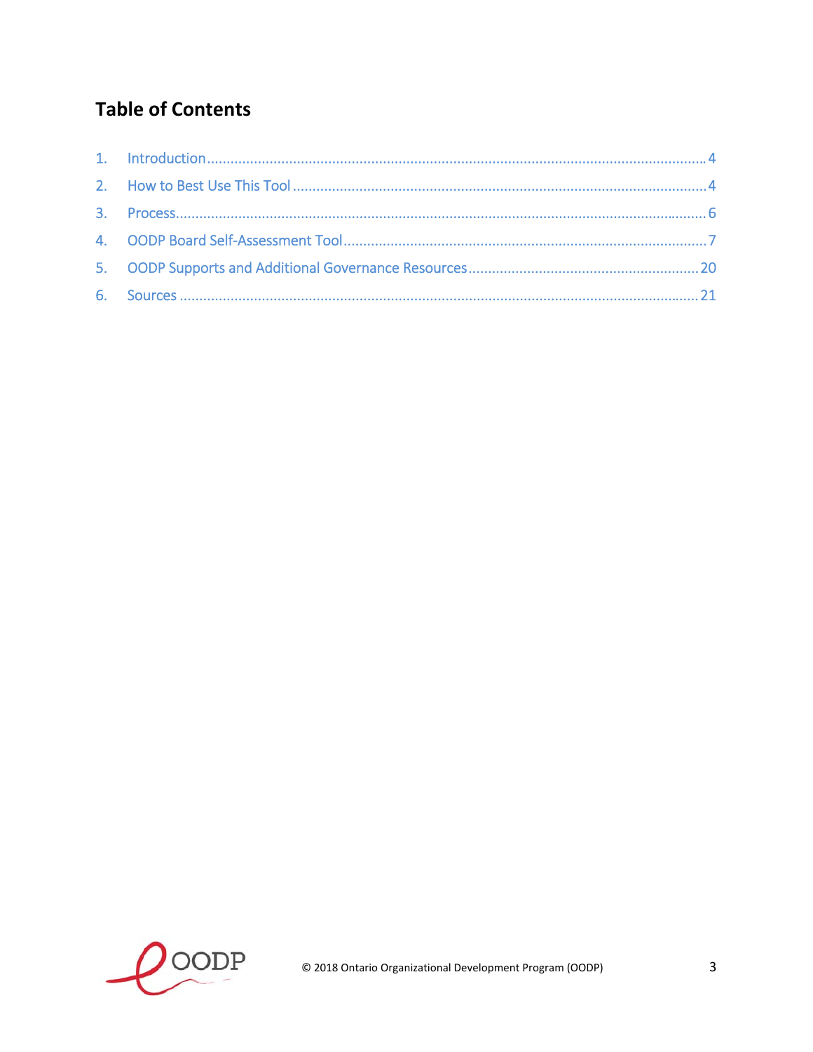## Table of Contents

1. Introduction ........................................................ 4
2. How to Best Use This Tool ........................................................ 4
3. Process ........................................................ 6
4. OODP Board Self-Assessment Tool ........................................................ 7
5. OODP Supports and Additional Governance Resources ........................................................ 20
6. Sources ........................................................ 21

© 2018 Ontario Organizational Development Program (OODP)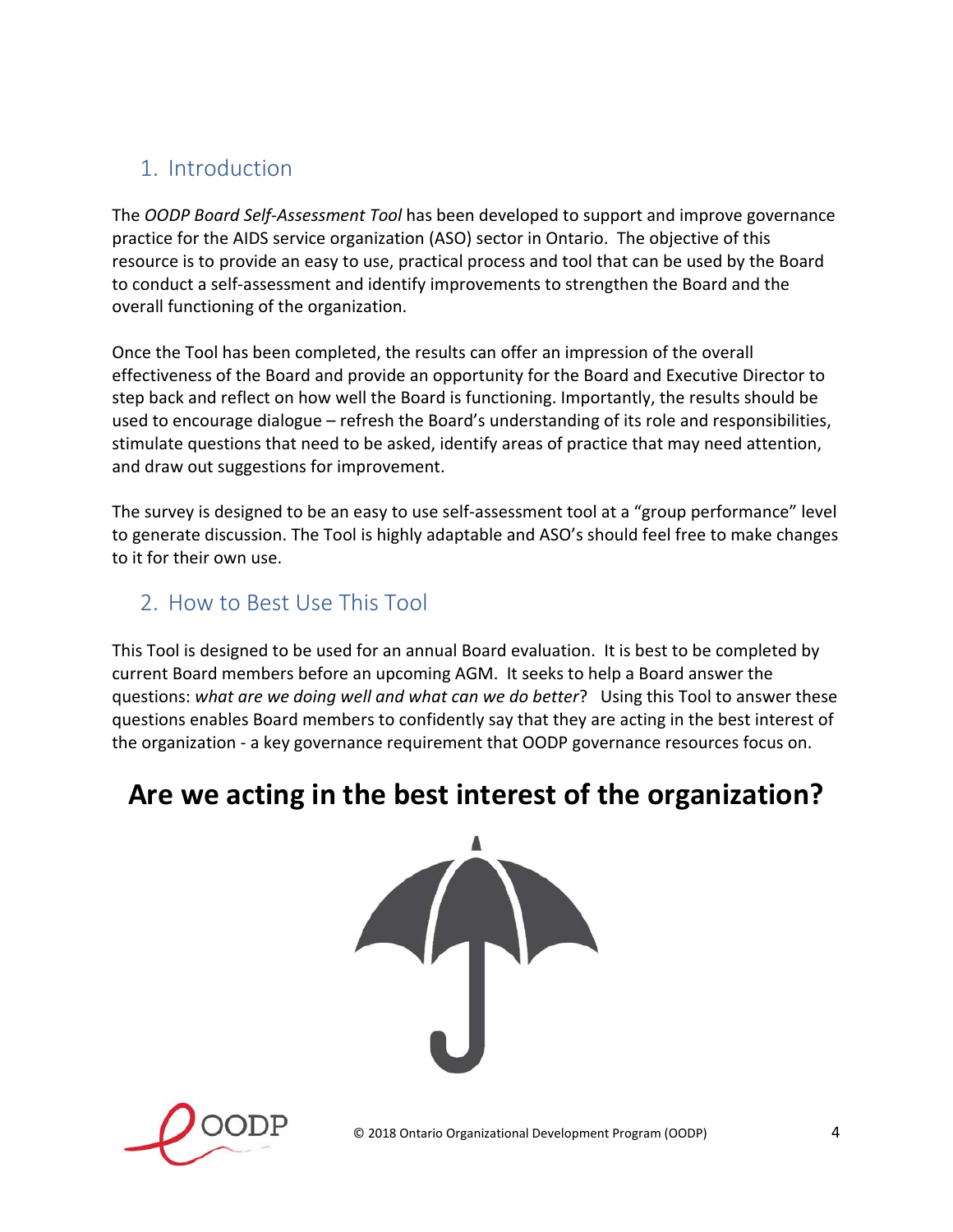## 1. Introduction

The *OODP Board Self-Assessment Tool* has been developed to support and improve governance practice for the AIDS service organization (ASO) sector in Ontario. The objective of this resource is to provide an easy to use, practical process and tool that can be used by the Board to conduct a self-assessment and identify improvements to strengthen the Board and the overall functioning of the organization.

Once the Tool has been completed, the results can offer an impression of the overall effectiveness of the Board and provide an opportunity for the Board and Executive Director to step back and reflect on how well the Board is functioning. Importantly, the results should be used to encourage dialogue – refresh the Board's understanding of its role and responsibilities, stimulate questions that need to be asked, identify areas of practice that may need attention, and draw out suggestions for improvement.

The survey is designed to be an easy to use self-assessment tool at a "group performance" level to generate discussion. The Tool is highly adaptable and ASO's should feel free to make changes to it for their own use.

## 2. How to Best Use This Tool

This Tool is designed to be used for an annual Board evaluation. It is best to be completed by current Board members before an upcoming AGM. It seeks to help a Board answer the questions: *what are we doing well and what can we do better*? Using this Tool to answer these questions enables Board members to confidently say that they are acting in the best interest of the organization - a key governance requirement that OODP governance resources focus on.

**Are we acting in the best interest of the organization?**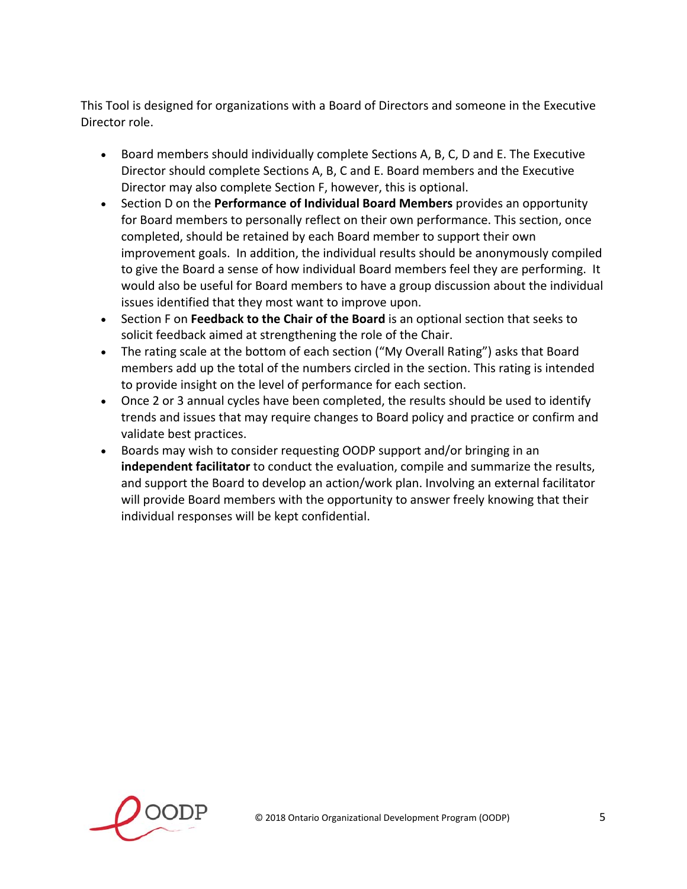This Tool is designed for organizations with a Board of Directors and someone in the Executive Director role.

- Board members should individually complete Sections A, B, C, D and E. The Executive Director should complete Sections A, B, C and E. Board members and the Executive Director may also complete Section F, however, this is optional.
- Section D on the **Performance of Individual Board Members** provides an opportunity for Board members to personally reflect on their own performance. This section, once completed, should be retained by each Board member to support their own improvement goals. In addition, the individual results should be anonymously compiled to give the Board a sense of how individual Board members feel they are performing. It would also be useful for Board members to have a group discussion about the individual issues identified that they most want to improve upon.
- Section F on **Feedback to the Chair of the Board** is an optional section that seeks to solicit feedback aimed at strengthening the role of the Chair.
- The rating scale at the bottom of each section ("My Overall Rating") asks that Board members add up the total of the numbers circled in the section. This rating is intended to provide insight on the level of performance for each section.
- Once 2 or 3 annual cycles have been completed, the results should be used to identify trends and issues that may require changes to Board policy and practice or confirm and validate best practices.
- Boards may wish to consider requesting OODP support and/or bringing in an **independent facilitator** to conduct the evaluation, compile and summarize the results, and support the Board to develop an action/work plan. Involving an external facilitator will provide Board members with the opportunity to answer freely knowing that their individual responses will be kept confidential.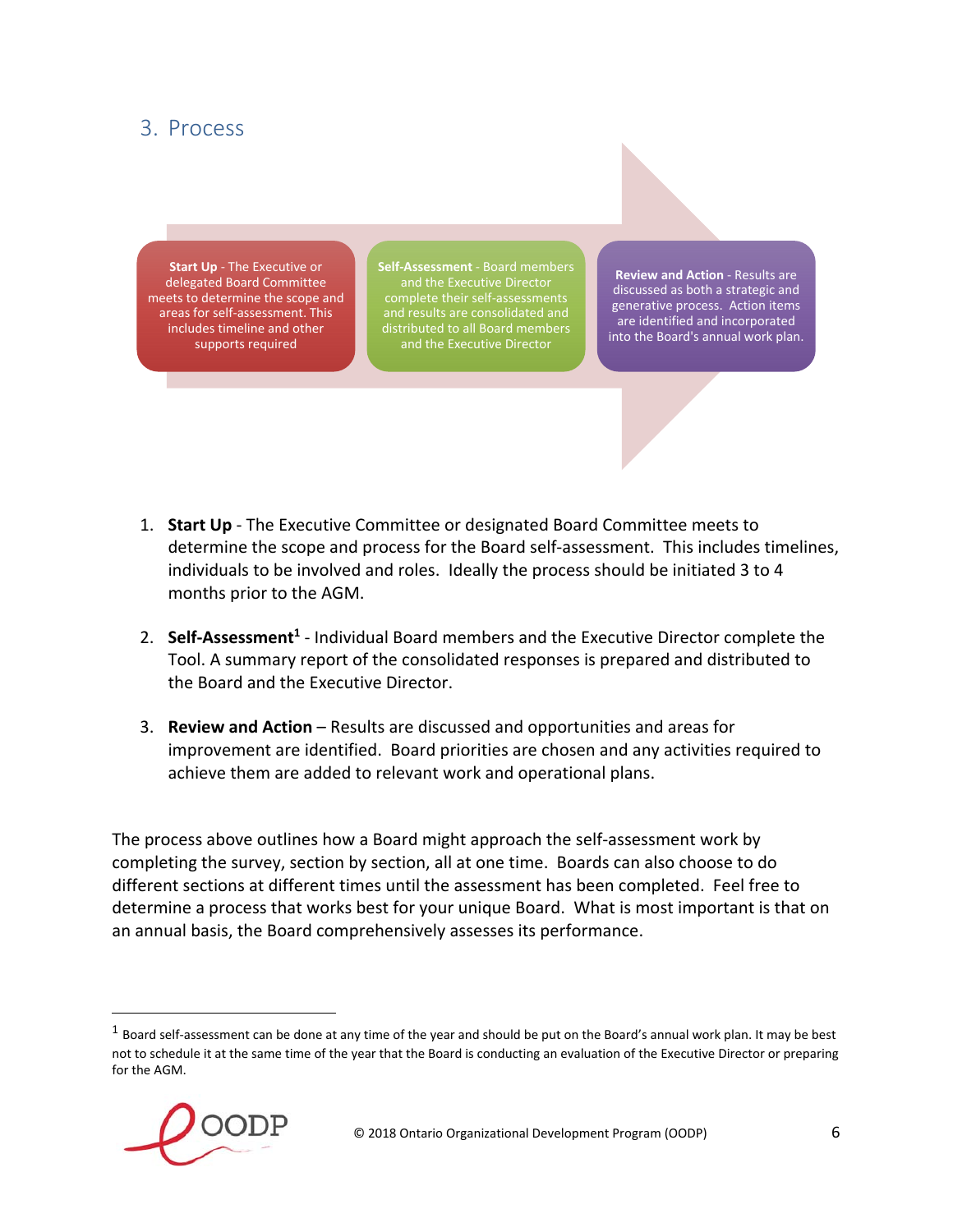## 3. Process

**Start Up** - The Executive or delegated Board Committee meets to determine the scope and areas for self-assessment. This includes timeline and other supports required

**Self-Assessment** - Board members and the Executive Director complete their self-assessments and results are consolidated and distributed to all Board members and the Executive Director

**Review and Action** - Results are discussed as both a strategic and generative process. Action items are identified and incorporated into the Board's annual work plan.

1. **Start Up** - The Executive Committee or designated Board Committee meets to determine the scope and process for the Board self-assessment. This includes timelines, individuals to be involved and roles. Ideally the process should be initiated 3 to 4 months prior to the AGM.

2. **Self-Assessment**[1] - Individual Board members and the Executive Director complete the Tool. A summary report of the consolidated responses is prepared and distributed to the Board and the Executive Director.

3. **Review and Action** – Results are discussed and opportunities and areas for improvement are identified. Board priorities are chosen and any activities required to achieve them are added to relevant work and operational plans.

The process above outlines how a Board might approach the self-assessment work by completing the survey, section by section, all at one time. Boards can also choose to do different sections at different times until the assessment has been completed. Feel free to determine a process that works best for your unique Board. What is most important is that on an annual basis, the Board comprehensively assesses its performance.

[1] Board self-assessment can be done at any time of the year and should be put on the Board's annual work plan. It may be best not to schedule it at the same time of the year that the Board is conducting an evaluation of the Executive Director or preparing for the AGM.

© 2018 Ontario Organizational Development Program (OODP)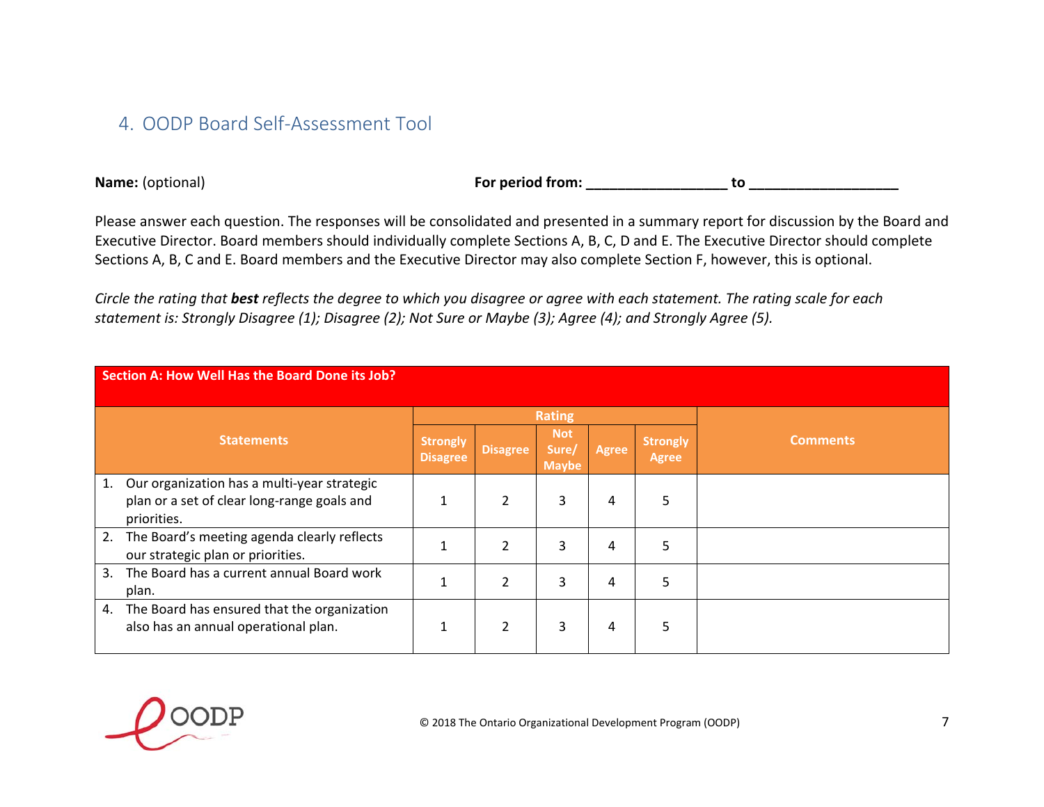## 4. OODP Board Self-Assessment Tool

**Name:** (optional) **For period from:** ________________ **to** __________________

Please answer each question. The responses will be consolidated and presented in a summary report for discussion by the Board and Executive Director. Board members should individually complete Sections A, B, C, D and E. The Executive Director should complete Sections A, B, C and E. Board members and the Executive Director may also complete Section F, however, this is optional.

*Circle the rating that* ***best*** *reflects the degree to which you disagree or agree with each statement. The rating scale for each statement is: Strongly Disagree (1); Disagree (2); Not Sure or Maybe (3); Agree (4); and Strongly Agree (5).*

| **Section A: How Well Has the Board Done its Job?** | | | | | | |
|---|---|---|---|---|---|---|
| **Statements** | **Rating** | | | | | **Comments** |
| | **Strongly Disagree** | **Disagree** | **Not Sure/ Maybe** | **Agree** | **Strongly Agree** | |
| 1. Our organization has a multi-year strategic plan or a set of clear long-range goals and priorities. | 1 | 2 | 3 | 4 | 5 | |
| 2. The Board's meeting agenda clearly reflects our strategic plan or priorities. | 1 | 2 | 3 | 4 | 5 | |
| 3. The Board has a current annual Board work plan. | 1 | 2 | 3 | 4 | 5 | |
| 4. The Board has ensured that the organization also has an annual operational plan. | 1 | 2 | 3 | 4 | 5 | |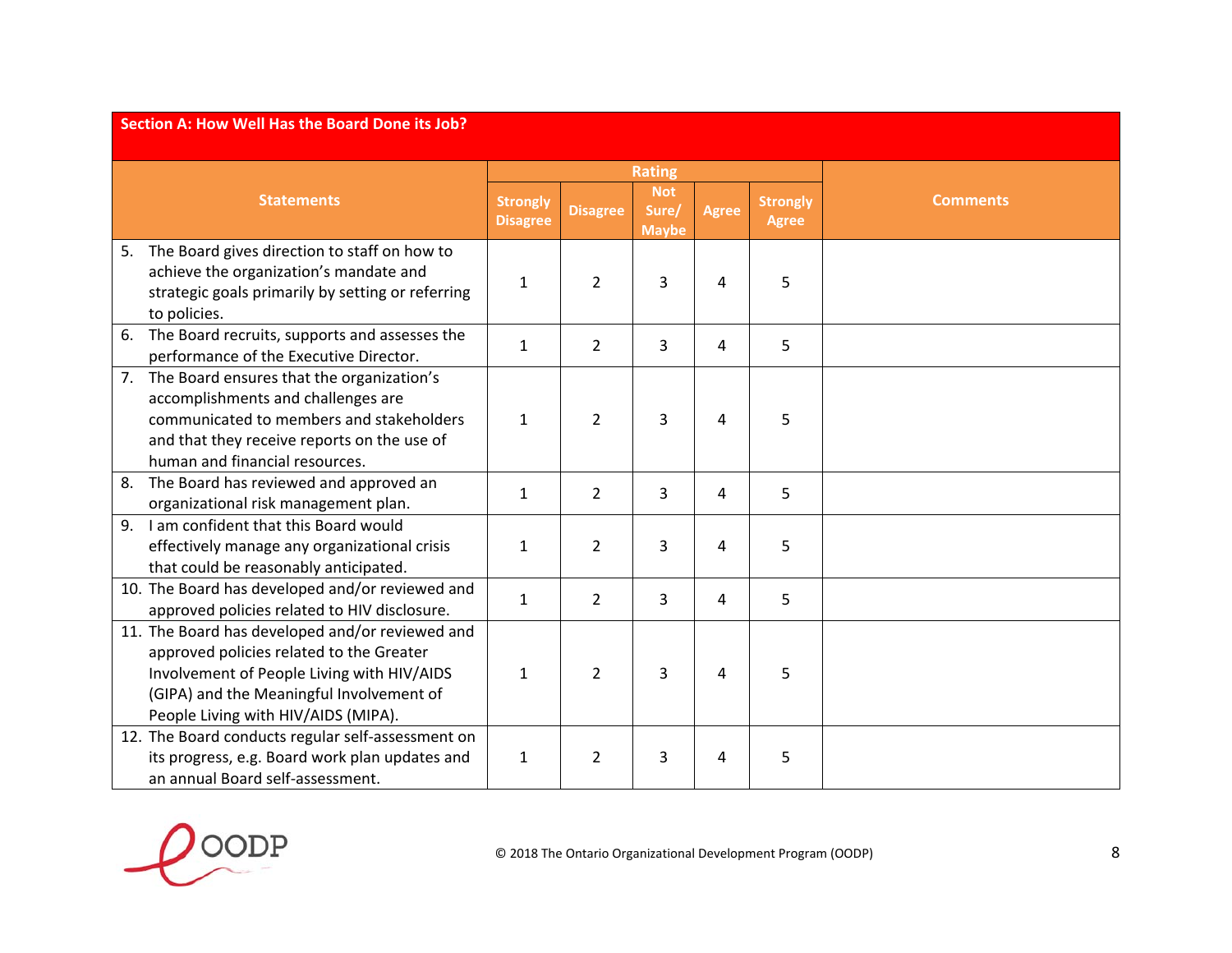| Section A: How Well Has the Board Done its Job? | | | | | | |
|---|---|---|---|---|---|---|
| **Statements** | **Rating** | | | | | **Comments** |
| | **Strongly Disagree** | **Disagree** | **Not Sure/ Maybe** | **Agree** | **Strongly Agree** | |
| 5. The Board gives direction to staff on how to achieve the organization's mandate and strategic goals primarily by setting or referring to policies. | 1 | 2 | 3 | 4 | 5 | |
| 6. The Board recruits, supports and assesses the performance of the Executive Director. | 1 | 2 | 3 | 4 | 5 | |
| 7. The Board ensures that the organization's accomplishments and challenges are communicated to members and stakeholders and that they receive reports on the use of human and financial resources. | 1 | 2 | 3 | 4 | 5 | |
| 8. The Board has reviewed and approved an organizational risk management plan. | 1 | 2 | 3 | 4 | 5 | |
| 9. I am confident that this Board would effectively manage any organizational crisis that could be reasonably anticipated. | 1 | 2 | 3 | 4 | 5 | |
| 10. The Board has developed and/or reviewed and approved policies related to HIV disclosure. | 1 | 2 | 3 | 4 | 5 | |
| 11. The Board has developed and/or reviewed and approved policies related to the Greater Involvement of People Living with HIV/AIDS (GIPA) and the Meaningful Involvement of People Living with HIV/AIDS (MIPA). | 1 | 2 | 3 | 4 | 5 | |
| 12. The Board conducts regular self-assessment on its progress, e.g. Board work plan updates and an annual Board self-assessment. | 1 | 2 | 3 | 4 | 5 | |

© 2018 The Ontario Organizational Development Program (OODP)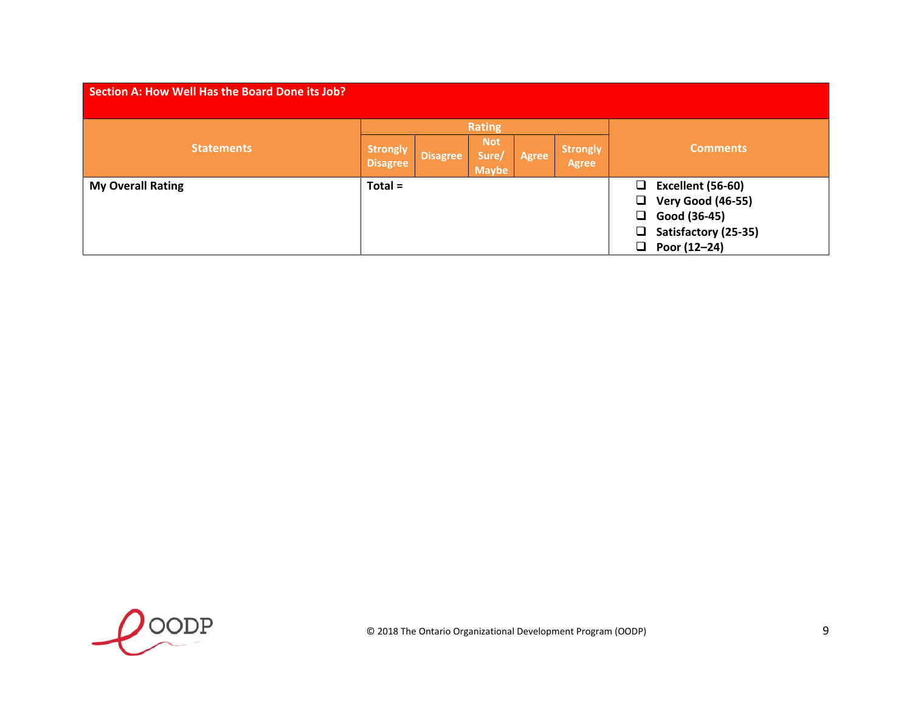| Section A: How Well Has the Board Done its Job? | | | | | | |
|---|---|---|---|---|---|---|
| **Statements** | **Rating** | | | | | **Comments** |
| | **Strongly Disagree** | **Disagree** | **Not Sure/ Maybe** | **Agree** | **Strongly Agree** | |
| **My Overall Rating** | **Total =** | | | | | ❑ **Excellent (56-60)**<br>❑ **Very Good (46-55)**<br>❑ **Good (36-45)**<br>❑ **Satisfactory (25-35)**<br>❑ **Poor (12–24)** |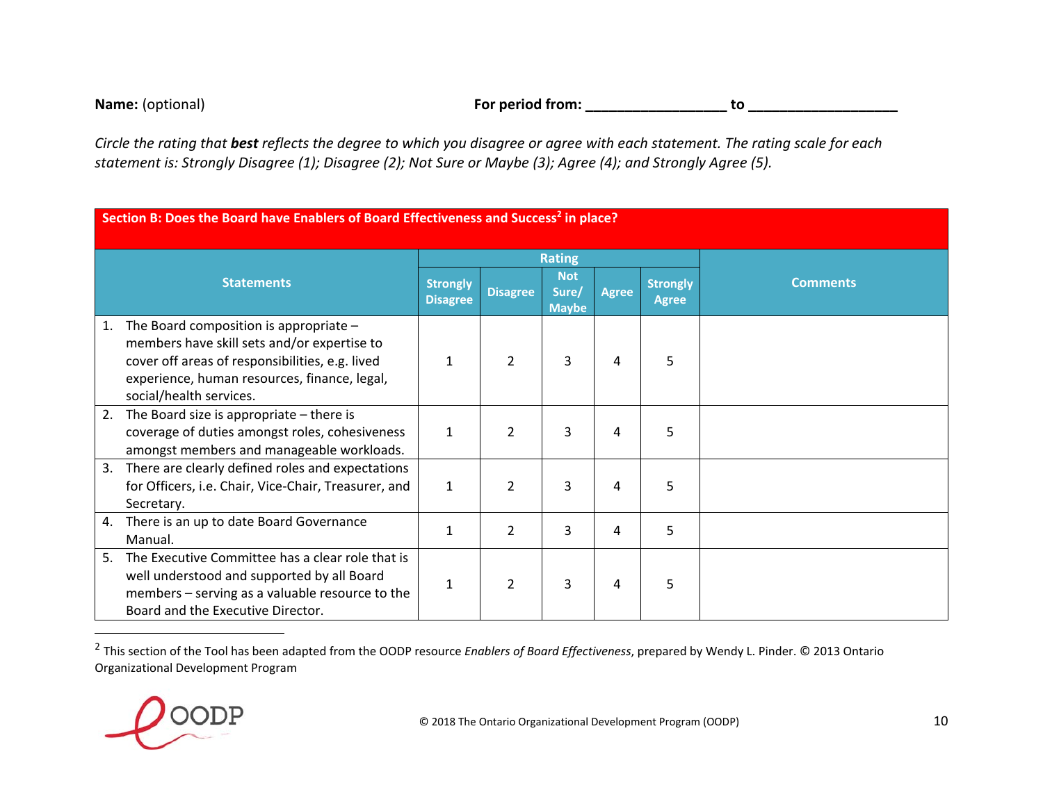**Name:** (optional) **For period from:** ________________ **to** __________________

*Circle the rating that **best** reflects the degree to which you disagree or agree with each statement. The rating scale for each statement is: Strongly Disagree (1); Disagree (2); Not Sure or Maybe (3); Agree (4); and Strongly Agree (5).*

| Section B: Does the Board have Enablers of Board Effectiveness and Success[2] in place? | | | | | | |
|---|---|---|---|---|---|---|
| **Statements** | **Rating** | | | | | **Comments** |
| | **Strongly Disagree** | **Disagree** | **Not Sure/ Maybe** | **Agree** | **Strongly Agree** | |
| 1. The Board composition is appropriate – members have skill sets and/or expertise to cover off areas of responsibilities, e.g. lived experience, human resources, finance, legal, social/health services. | 1 | 2 | 3 | 4 | 5 | |
| 2. The Board size is appropriate – there is coverage of duties amongst roles, cohesiveness amongst members and manageable workloads. | 1 | 2 | 3 | 4 | 5 | |
| 3. There are clearly defined roles and expectations for Officers, i.e. Chair, Vice-Chair, Treasurer, and Secretary. | 1 | 2 | 3 | 4 | 5 | |
| 4. There is an up to date Board Governance Manual. | 1 | 2 | 3 | 4 | 5 | |
| 5. The Executive Committee has a clear role that is well understood and supported by all Board members – serving as a valuable resource to the Board and the Executive Director. | 1 | 2 | 3 | 4 | 5 | |

[2] This section of the Tool has been adapted from the OODP resource *Enablers of Board Effectiveness*, prepared by Wendy L. Pinder. © 2013 Ontario Organizational Development Program

© 2018 The Ontario Organizational Development Program (OODP)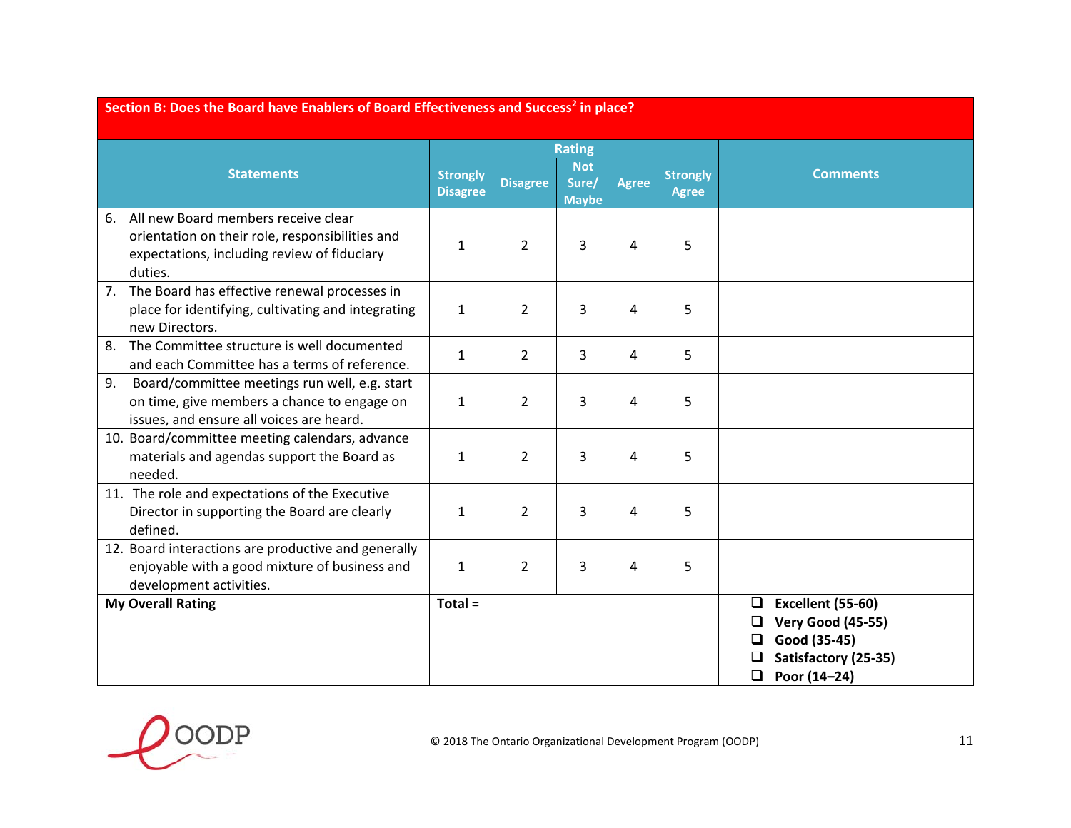| Section B: Does the Board have Enablers of Board Effectiveness and Success[2] in place? | | | | | | |
|---|---|---|---|---|---|---|
| **Statements** | **Rating** | | | | | **Comments** |
| | **Strongly Disagree** | **Disagree** | **Not Sure/ Maybe** | **Agree** | **Strongly Agree** | |
| 6. All new Board members receive clear orientation on their role, responsibilities and expectations, including review of fiduciary duties. | 1 | 2 | 3 | 4 | 5 | |
| 7. The Board has effective renewal processes in place for identifying, cultivating and integrating new Directors. | 1 | 2 | 3 | 4 | 5 | |
| 8. The Committee structure is well documented and each Committee has a terms of reference. | 1 | 2 | 3 | 4 | 5 | |
| 9. Board/committee meetings run well, e.g. start on time, give members a chance to engage on issues, and ensure all voices are heard. | 1 | 2 | 3 | 4 | 5 | |
| 10. Board/committee meeting calendars, advance materials and agendas support the Board as needed. | 1 | 2 | 3 | 4 | 5 | |
| 11. The role and expectations of the Executive Director in supporting the Board are clearly defined. | 1 | 2 | 3 | 4 | 5 | |
| 12. Board interactions are productive and generally enjoyable with a good mixture of business and development activities. | 1 | 2 | 3 | 4 | 5 | |
| **My Overall Rating** | **Total =** | | | | | ❑ **Excellent (55-60)**<br>❑ **Very Good (45-55)**<br>❑ **Good (35-45)**<br>❑ **Satisfactory (25-35)**<br>❑ **Poor (14–24)** |

© 2018 The Ontario Organizational Development Program (OODP)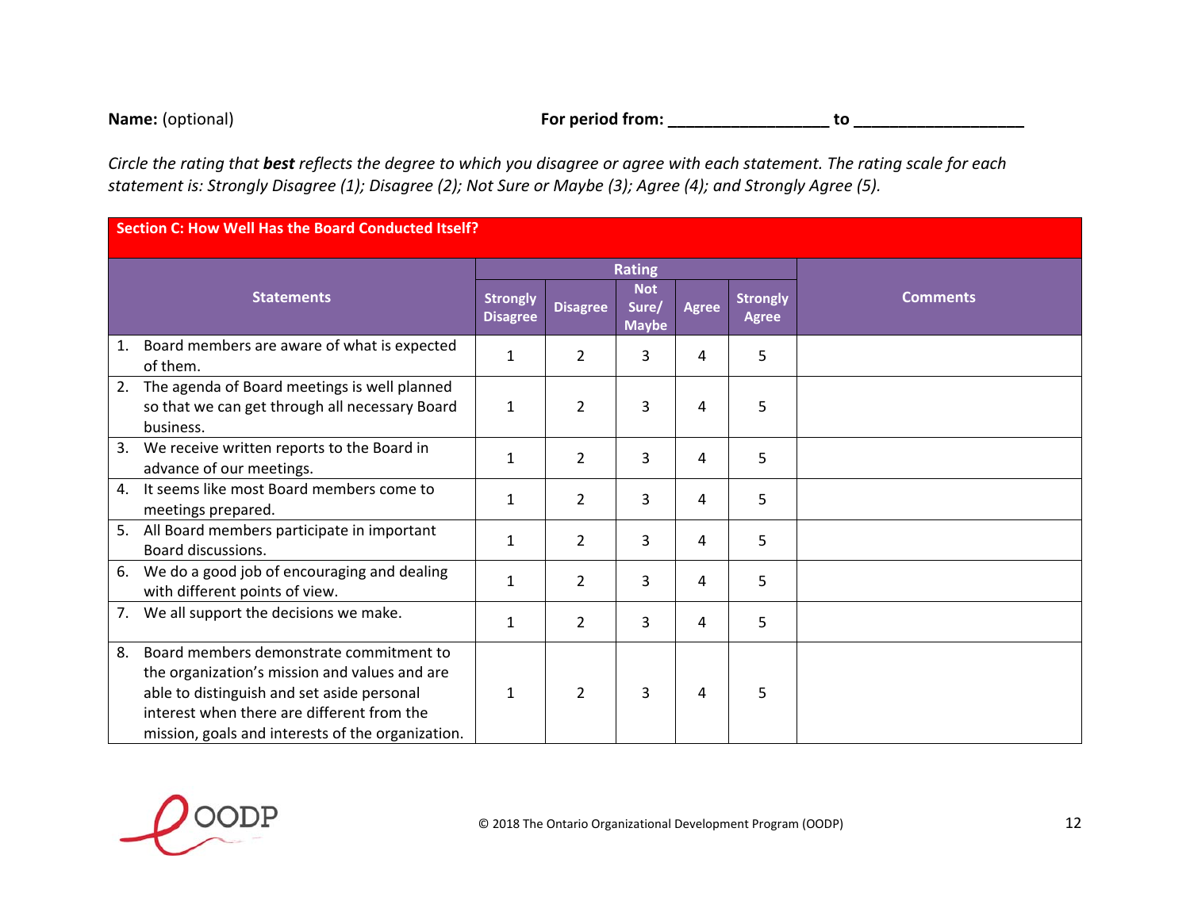**Name:** (optional) **For period from:** __________________ **to** ___________________

*Circle the rating that **best** reflects the degree to which you disagree or agree with each statement. The rating scale for each statement is: Strongly Disagree (1); Disagree (2); Not Sure or Maybe (3); Agree (4); and Strongly Agree (5).*

**Section C: How Well Has the Board Conducted Itself?**

| Statements | Rating | | | | | Comments |
|---|---|---|---|---|---|---|
| | Strongly Disagree | Disagree | Not Sure/ Maybe | Agree | Strongly Agree | |
| 1. Board members are aware of what is expected of them. | 1 | 2 | 3 | 4 | 5 | |
| 2. The agenda of Board meetings is well planned so that we can get through all necessary Board business. | 1 | 2 | 3 | 4 | 5 | |
| 3. We receive written reports to the Board in advance of our meetings. | 1 | 2 | 3 | 4 | 5 | |
| 4. It seems like most Board members come to meetings prepared. | 1 | 2 | 3 | 4 | 5 | |
| 5. All Board members participate in important Board discussions. | 1 | 2 | 3 | 4 | 5 | |
| 6. We do a good job of encouraging and dealing with different points of view. | 1 | 2 | 3 | 4 | 5 | |
| 7. We all support the decisions we make. | 1 | 2 | 3 | 4 | 5 | |
| 8. Board members demonstrate commitment to the organization's mission and values and are able to distinguish and set aside personal interest when there are different from the mission, goals and interests of the organization. | 1 | 2 | 3 | 4 | 5 | |

© 2018 The Ontario Organizational Development Program (OODP)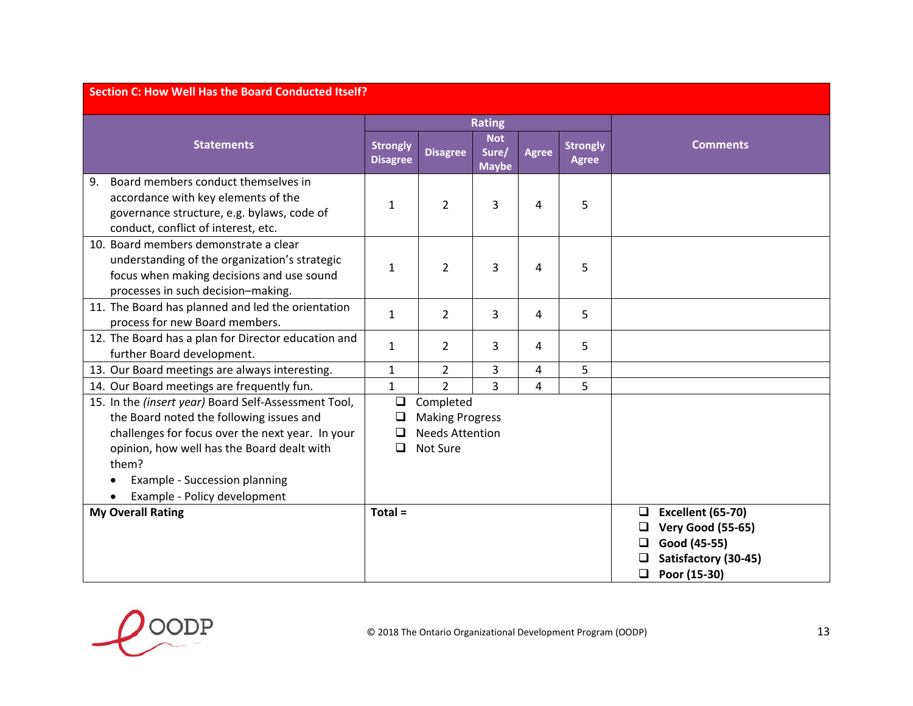| Section C: How Well Has the Board Conducted Itself? | | | | | | |
|---|---|---|---|---|---|---|
| **Statements** | **Rating** | | | | | **Comments** |
| | **Strongly Disagree** | **Disagree** | **Not Sure/ Maybe** | **Agree** | **Strongly Agree** | |
| 9. Board members conduct themselves in accordance with key elements of the governance structure, e.g. bylaws, code of conduct, conflict of interest, etc. | 1 | 2 | 3 | 4 | 5 | |
| 10. Board members demonstrate a clear understanding of the organization's strategic focus when making decisions and use sound processes in such decision–making. | 1 | 2 | 3 | 4 | 5 | |
| 11. The Board has planned and led the orientation process for new Board members. | 1 | 2 | 3 | 4 | 5 | |
| 12. The Board has a plan for Director education and further Board development. | 1 | 2 | 3 | 4 | 5 | |
| 13. Our Board meetings are always interesting. | 1 | 2 | 3 | 4 | 5 | |
| 14. Our Board meetings are frequently fun. | 1 | 2 | 3 | 4 | 5 | |
| 15. In the *(insert year)* Board Self-Assessment Tool, the Board noted the following issues and challenges for focus over the next year. In your opinion, how well has the Board dealt with them? <br>• Example - Succession planning <br>• Example - Policy development | ❑ Completed <br>❑ Making Progress <br>❑ Needs Attention <br>❑ Not Sure | | | | | |
| **My Overall Rating** | **Total =** | | | | | ❑ **Excellent (65-70)** <br>❑ **Very Good (55-65)** <br>❑ **Good (45-55)** <br>❑ **Satisfactory (30-45)** <br>❑ **Poor (15-30)** |

© 2018 The Ontario Organizational Development Program (OODP)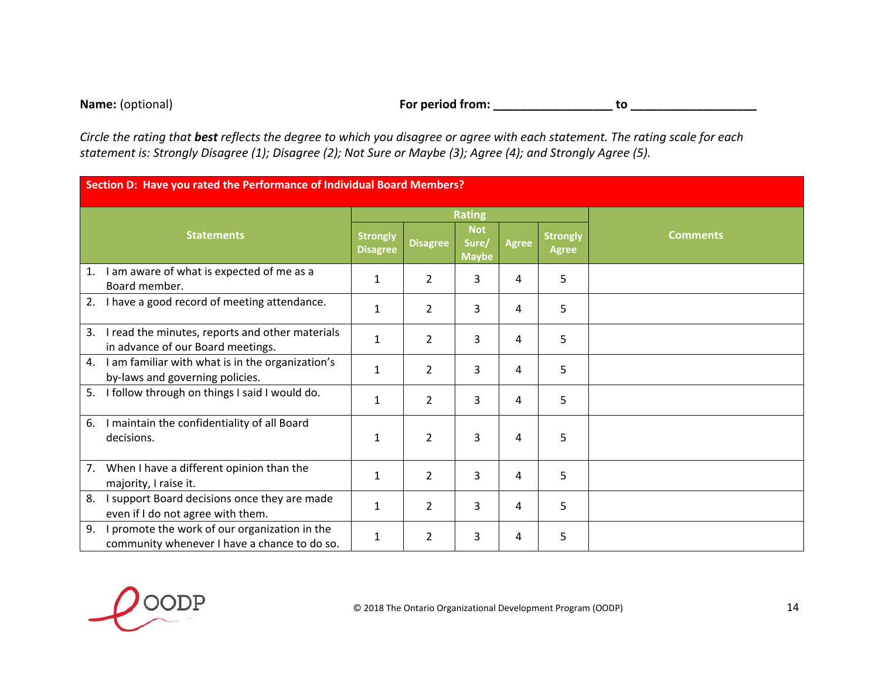**Name:** (optional) **For period from:** __________________ **to** ___________________

*Circle the rating that **best** reflects the degree to which you disagree or agree with each statement. The rating scale for each statement is: Strongly Disagree (1); Disagree (2); Not Sure or Maybe (3); Agree (4); and Strongly Agree (5).*

**Section D: Have you rated the Performance of Individual Board Members?**

| Statements | Rating | | | | | Comments |
|---|---|---|---|---|---|---|
| | Strongly Disagree | Disagree | Not Sure/ Maybe | Agree | Strongly Agree | |
| 1. I am aware of what is expected of me as a Board member. | 1 | 2 | 3 | 4 | 5 | |
| 2. I have a good record of meeting attendance. | 1 | 2 | 3 | 4 | 5 | |
| 3. I read the minutes, reports and other materials in advance of our Board meetings. | 1 | 2 | 3 | 4 | 5 | |
| 4. I am familiar with what is in the organization's by-laws and governing policies. | 1 | 2 | 3 | 4 | 5 | |
| 5. I follow through on things I said I would do. | 1 | 2 | 3 | 4 | 5 | |
| 6. I maintain the confidentiality of all Board decisions. | 1 | 2 | 3 | 4 | 5 | |
| 7. When I have a different opinion than the majority, I raise it. | 1 | 2 | 3 | 4 | 5 | |
| 8. I support Board decisions once they are made even if I do not agree with them. | 1 | 2 | 3 | 4 | 5 | |
| 9. I promote the work of our organization in the community whenever I have a chance to do so. | 1 | 2 | 3 | 4 | 5 | |

© 2018 The Ontario Organizational Development Program (OODP)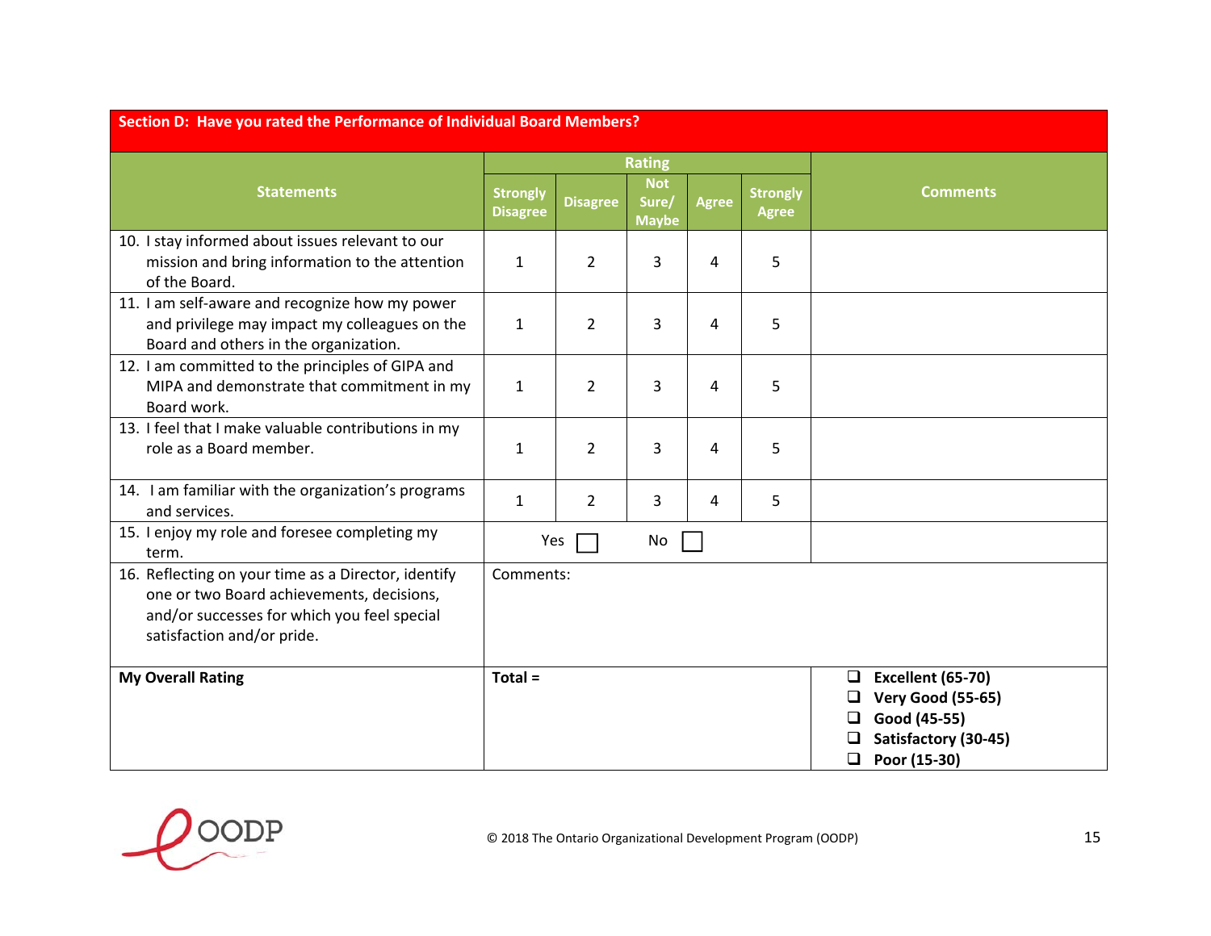| Section D: Have you rated the Performance of Individual Board Members? | | | | | | |
|---|---|---|---|---|---|---|
| **Statements** | **Rating** | | | | | **Comments** |
| | **Strongly Disagree** | **Disagree** | **Not Sure/ Maybe** | **Agree** | **Strongly Agree** | |
| 10. I stay informed about issues relevant to our mission and bring information to the attention of the Board. | 1 | 2 | 3 | 4 | 5 | |
| 11. I am self-aware and recognize how my power and privilege may impact my colleagues on the Board and others in the organization. | 1 | 2 | 3 | 4 | 5 | |
| 12. I am committed to the principles of GIPA and MIPA and demonstrate that commitment in my Board work. | 1 | 2 | 3 | 4 | 5 | |
| 13. I feel that I make valuable contributions in my role as a Board member. | 1 | 2 | 3 | 4 | 5 | |
| 14. I am familiar with the organization's programs and services. | 1 | 2 | 3 | 4 | 5 | |
| 15. I enjoy my role and foresee completing my term. | Yes ☐ | | No ☐ | | | |
| 16. Reflecting on your time as a Director, identify one or two Board achievements, decisions, and/or successes for which you feel special satisfaction and/or pride. | Comments: | | | | | |
| **My Overall Rating** | **Total =** | | | | | ❑ **Excellent (65-70)**<br>❑ **Very Good (55-65)**<br>❑ **Good (45-55)**<br>❑ **Satisfactory (30-45)**<br>❑ **Poor (15-30)** |

© 2018 The Ontario Organizational Development Program (OODP)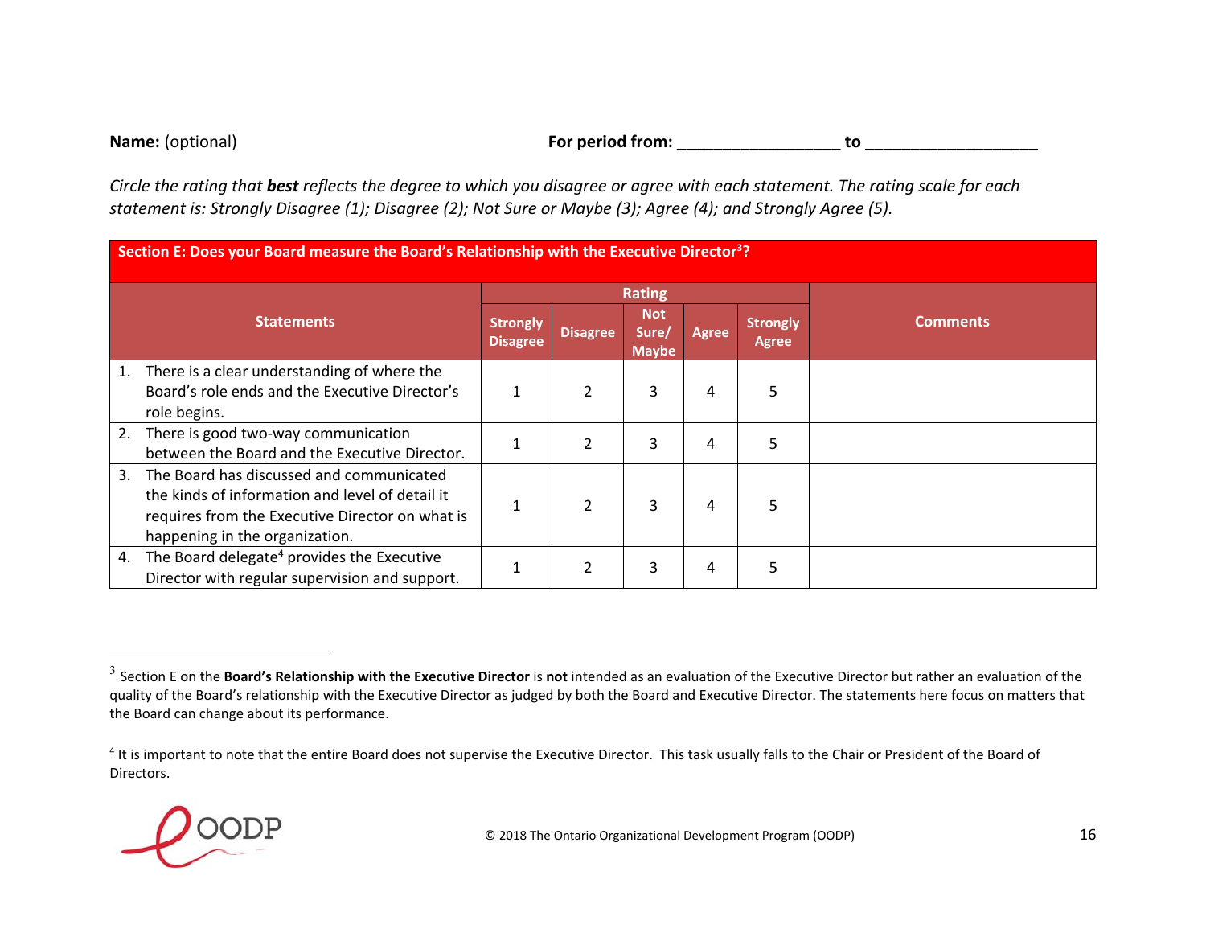**Name:** (optional) **For period from:** __________________ **to** ___________________

*Circle the rating that **best** reflects the degree to which you disagree or agree with each statement. The rating scale for each statement is: Strongly Disagree (1); Disagree (2); Not Sure or Maybe (3); Agree (4); and Strongly Agree (5).*

**Section E: Does your Board measure the Board's Relationship with the Executive Director[3]?**

| Statements | Rating | | | | | Comments |
|---|---|---|---|---|---|---|
| | Strongly Disagree | Disagree | Not Sure/ Maybe | Agree | Strongly Agree | |
| 1. There is a clear understanding of where the Board's role ends and the Executive Director's role begins. | 1 | 2 | 3 | 4 | 5 | |
| 2. There is good two-way communication between the Board and the Executive Director. | 1 | 2 | 3 | 4 | 5 | |
| 3. The Board has discussed and communicated the kinds of information and level of detail it requires from the Executive Director on what is happening in the organization. | 1 | 2 | 3 | 4 | 5 | |
| 4. The Board delegate[4] provides the Executive Director with regular supervision and support. | 1 | 2 | 3 | 4 | 5 | |

[3] Section E on the **Board's Relationship with the Executive Director** is **not** intended as an evaluation of the Executive Director but rather an evaluation of the quality of the Board's relationship with the Executive Director as judged by both the Board and Executive Director. The statements here focus on matters that the Board can change about its performance.

[4] It is important to note that the entire Board does not supervise the Executive Director. This task usually falls to the Chair or President of the Board of Directors.

© 2018 The Ontario Organizational Development Program (OODP)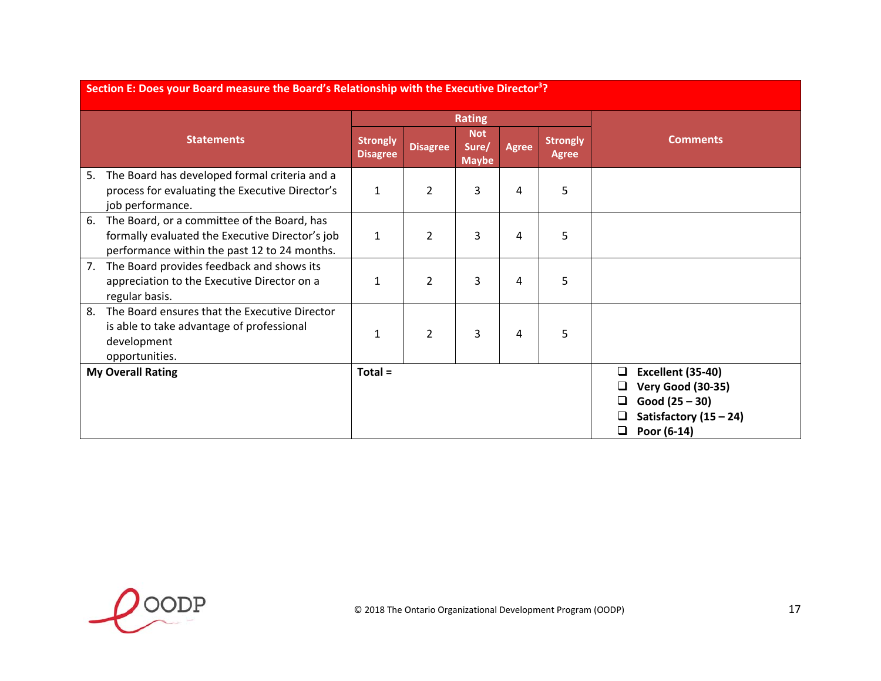| Section E: Does your Board measure the Board's Relationship with the Executive Director[3]? | | | | | | |
|---|---|---|---|---|---|---|
| **Statements** | **Rating** | | | | | **Comments** |
| | **Strongly Disagree** | **Disagree** | **Not Sure/ Maybe** | **Agree** | **Strongly Agree** | |
| 5. The Board has developed formal criteria and a process for evaluating the Executive Director's job performance. | 1 | 2 | 3 | 4 | 5 | |
| 6. The Board, or a committee of the Board, has formally evaluated the Executive Director's job performance within the past 12 to 24 months. | 1 | 2 | 3 | 4 | 5 | |
| 7. The Board provides feedback and shows its appreciation to the Executive Director on a regular basis. | 1 | 2 | 3 | 4 | 5 | |
| 8. The Board ensures that the Executive Director is able to take advantage of professional development opportunities. | 1 | 2 | 3 | 4 | 5 | |
| **My Overall Rating** | **Total =** | | | | | ❑ **Excellent (35-40)**<br>❑ **Very Good (30-35)**<br>❑ **Good (25 – 30)**<br>❑ **Satisfactory (15 – 24)**<br>❑ **Poor (6-14)** |

© 2018 The Ontario Organizational Development Program (OODP)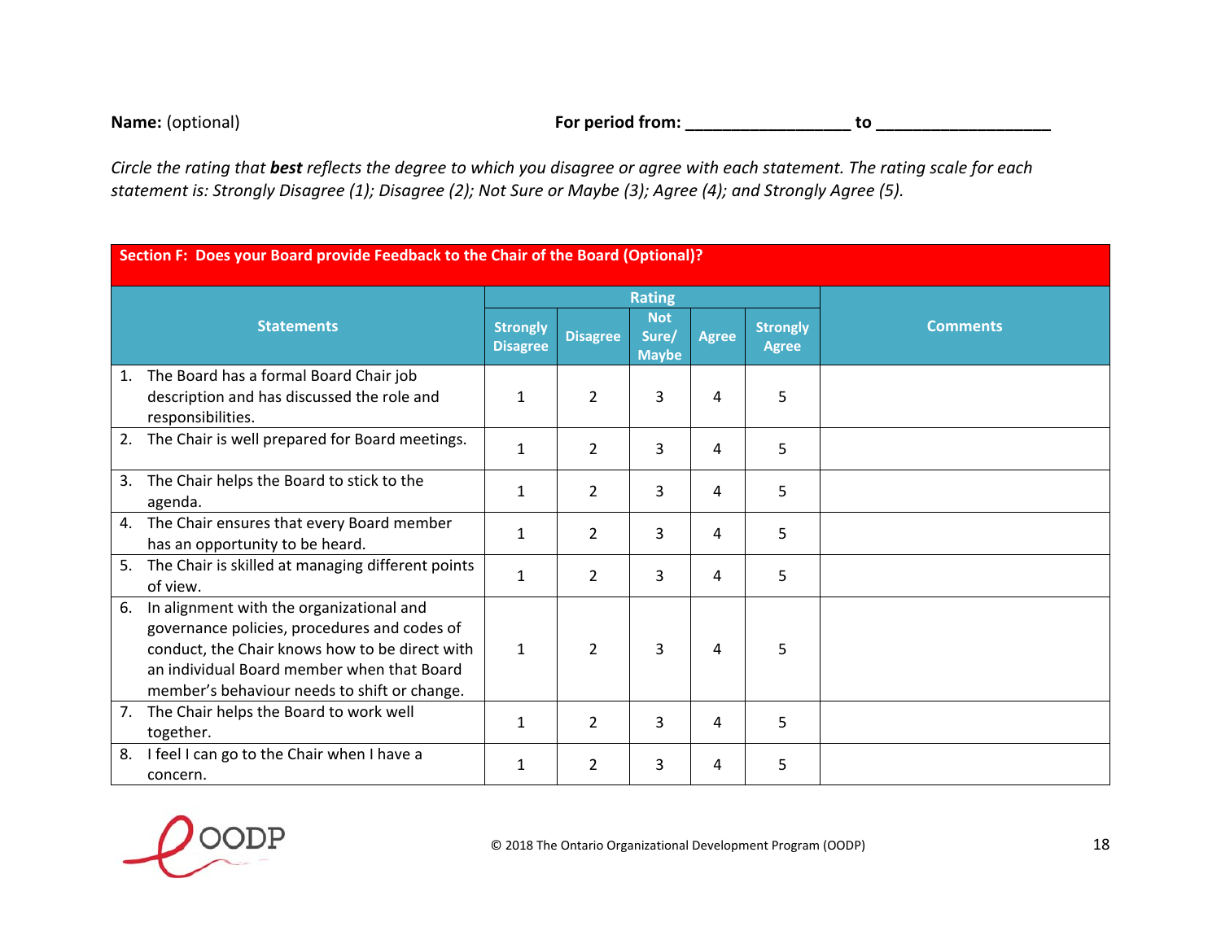**Name:** (optional) **For period from:** ___________________ to ____________________

*Circle the rating that **best** reflects the degree to which you disagree or agree with each statement. The rating scale for each statement is: Strongly Disagree (1); Disagree (2); Not Sure or Maybe (3); Agree (4); and Strongly Agree (5).*

| Section F: Does your Board provide Feedback to the Chair of the Board (Optional)? | | | | | | |
|---|---|---|---|---|---|---|
| Statements | Rating | | | | | Comments |
| | Strongly Disagree | Disagree | Not Sure/ Maybe | Agree | Strongly Agree | |
| 1. The Board has a formal Board Chair job description and has discussed the role and responsibilities. | 1 | 2 | 3 | 4 | 5 | |
| 2. The Chair is well prepared for Board meetings. | 1 | 2 | 3 | 4 | 5 | |
| 3. The Chair helps the Board to stick to the agenda. | 1 | 2 | 3 | 4 | 5 | |
| 4. The Chair ensures that every Board member has an opportunity to be heard. | 1 | 2 | 3 | 4 | 5 | |
| 5. The Chair is skilled at managing different points of view. | 1 | 2 | 3 | 4 | 5 | |
| 6. In alignment with the organizational and governance policies, procedures and codes of conduct, the Chair knows how to be direct with an individual Board member when that Board member's behaviour needs to shift or change. | 1 | 2 | 3 | 4 | 5 | |
| 7. The Chair helps the Board to work well together. | 1 | 2 | 3 | 4 | 5 | |
| 8. I feel I can go to the Chair when I have a concern. | 1 | 2 | 3 | 4 | 5 | |

© 2018 The Ontario Organizational Development Program (OODP)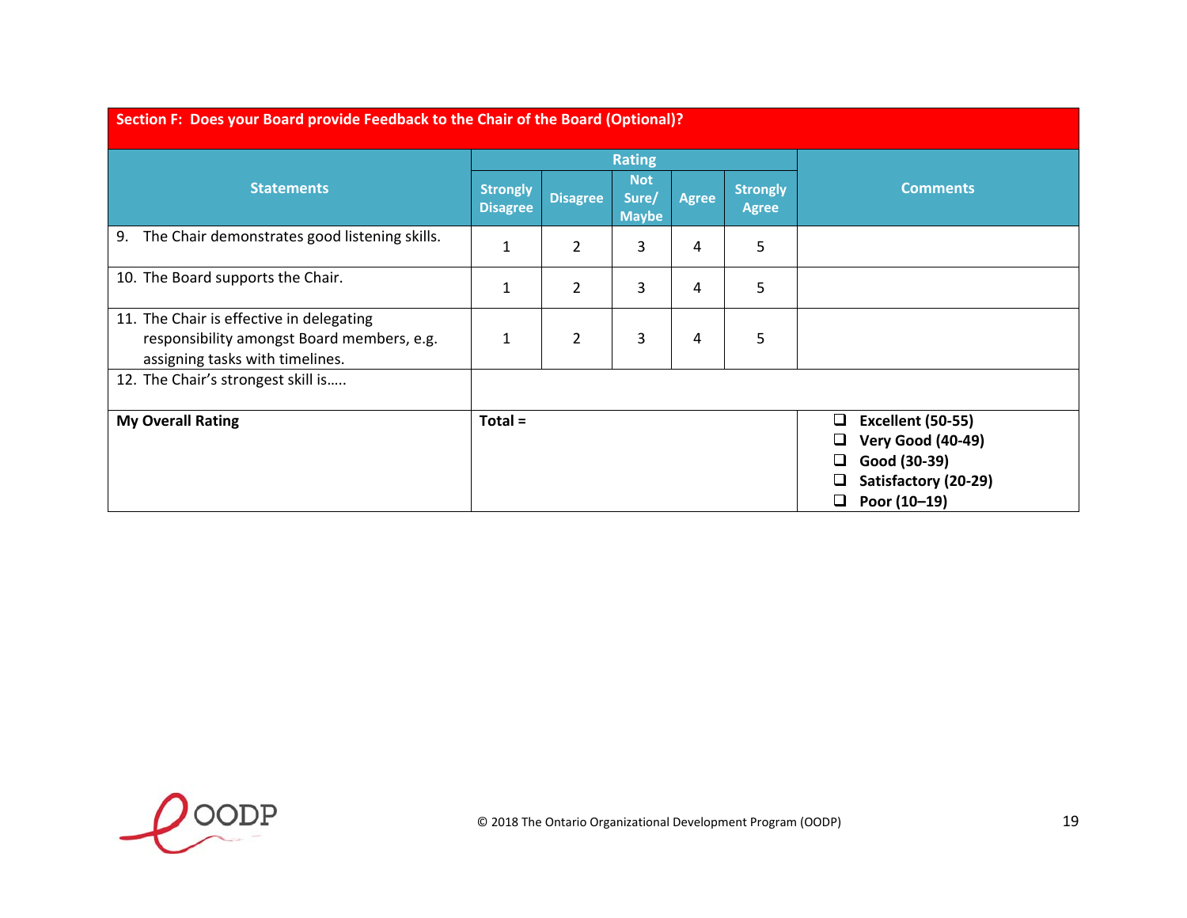## Section F: Does your Board provide Feedback to the Chair of the Board (Optional)?

| Statements | Rating | | | | | Comments |
|---|---|---|---|---|---|---|
| | Strongly Disagree | Disagree | Not Sure/ Maybe | Agree | Strongly Agree | |
| 9. The Chair demonstrates good listening skills. | 1 | 2 | 3 | 4 | 5 | |
| 10. The Board supports the Chair. | 1 | 2 | 3 | 4 | 5 | |
| 11. The Chair is effective in delegating responsibility amongst Board members, e.g. assigning tasks with timelines. | 1 | 2 | 3 | 4 | 5 | |
| 12. The Chair's strongest skill is….. | | | | | | |
| **My Overall Rating** | **Total =** | | | | | ❑ **Excellent (50-55)**<br>❑ **Very Good (40-49)**<br>❑ **Good (30-39)**<br>❑ **Satisfactory (20-29)**<br>❑ **Poor (10–19)** |

© 2018 The Ontario Organizational Development Program (OODP)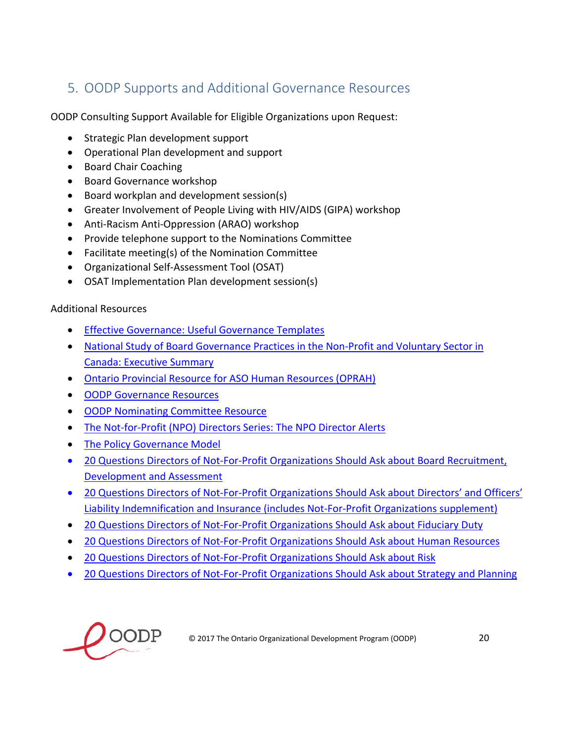## 5. OODP Supports and Additional Governance Resources

OODP Consulting Support Available for Eligible Organizations upon Request:

- Strategic Plan development support
- Operational Plan development and support
- Board Chair Coaching
- Board Governance workshop
- Board workplan and development session(s)
- Greater Involvement of People Living with HIV/AIDS (GIPA) workshop
- Anti-Racism Anti-Oppression (ARAO) workshop
- Provide telephone support to the Nominations Committee
- Facilitate meeting(s) of the Nomination Committee
- Organizational Self-Assessment Tool (OSAT)
- OSAT Implementation Plan development session(s)

Additional Resources

- Effective Governance: Useful Governance Templates
- National Study of Board Governance Practices in the Non-Profit and Voluntary Sector in Canada: Executive Summary
- Ontario Provincial Resource for ASO Human Resources (OPRAH)
- OODP Governance Resources
- OODP Nominating Committee Resource
- The Not-for-Profit (NPO) Directors Series: The NPO Director Alerts
- The Policy Governance Model
- 20 Questions Directors of Not-For-Profit Organizations Should Ask about Board Recruitment, Development and Assessment
- 20 Questions Directors of Not-For-Profit Organizations Should Ask about Directors' and Officers' Liability Indemnification and Insurance (includes Not-For-Profit Organizations supplement)
- 20 Questions Directors of Not-For-Profit Organizations Should Ask about Fiduciary Duty
- 20 Questions Directors of Not-For-Profit Organizations Should Ask about Human Resources
- 20 Questions Directors of Not-For-Profit Organizations Should Ask about Risk
- 20 Questions Directors of Not-For-Profit Organizations Should Ask about Strategy and Planning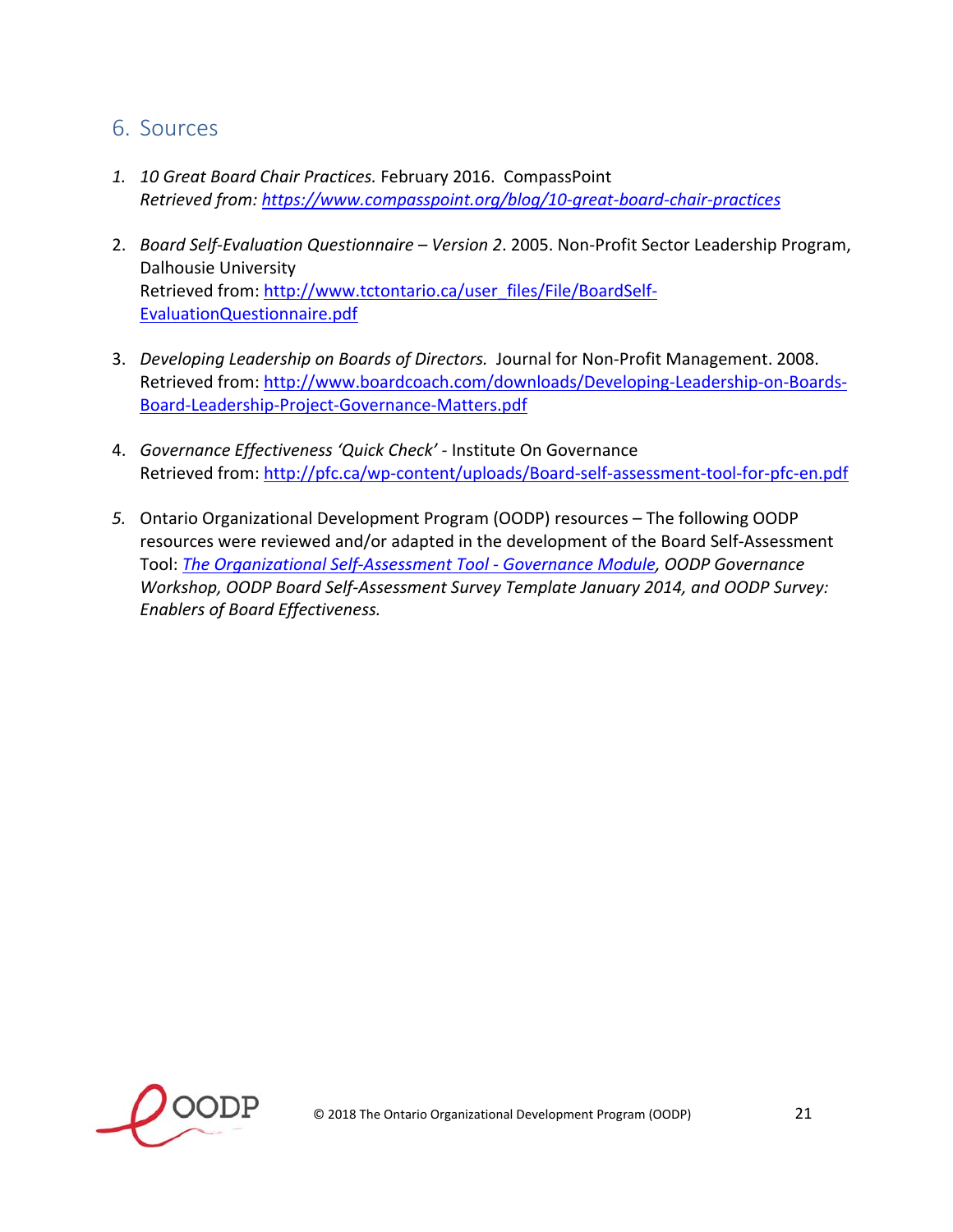## 6. Sources

1. *10 Great Board Chair Practices.* February 2016. CompassPoint
   *Retrieved from: [https://www.compasspoint.org/blog/10-great-board-chair-practices](https://www.compasspoint.org/blog/10-great-board-chair-practices)*

2. *Board Self-Evaluation Questionnaire – Version 2*. 2005. Non-Profit Sector Leadership Program, Dalhousie University
   Retrieved from: [http://www.tctontario.ca/user_files/File/BoardSelf-EvaluationQuestionnaire.pdf](http://www.tctontario.ca/user_files/File/BoardSelf-EvaluationQuestionnaire.pdf)

3. *Developing Leadership on Boards of Directors.* Journal for Non-Profit Management. 2008.
   Retrieved from: [http://www.boardcoach.com/downloads/Developing-Leadership-on-Boards-Board-Leadership-Project-Governance-Matters.pdf](http://www.boardcoach.com/downloads/Developing-Leadership-on-Boards-Board-Leadership-Project-Governance-Matters.pdf)

4. *Governance Effectiveness 'Quick Check'* - Institute On Governance
   Retrieved from: [http://pfc.ca/wp-content/uploads/Board-self-assessment-tool-for-pfc-en.pdf](http://pfc.ca/wp-content/uploads/Board-self-assessment-tool-for-pfc-en.pdf)

5. Ontario Organizational Development Program (OODP) resources – The following OODP resources were reviewed and/or adapted in the development of the Board Self-Assessment Tool: *The Organizational Self-Assessment Tool - Governance Module, OODP Governance Workshop, OODP Board Self-Assessment Survey Template January 2014, and OODP Survey: Enablers of Board Effectiveness.*